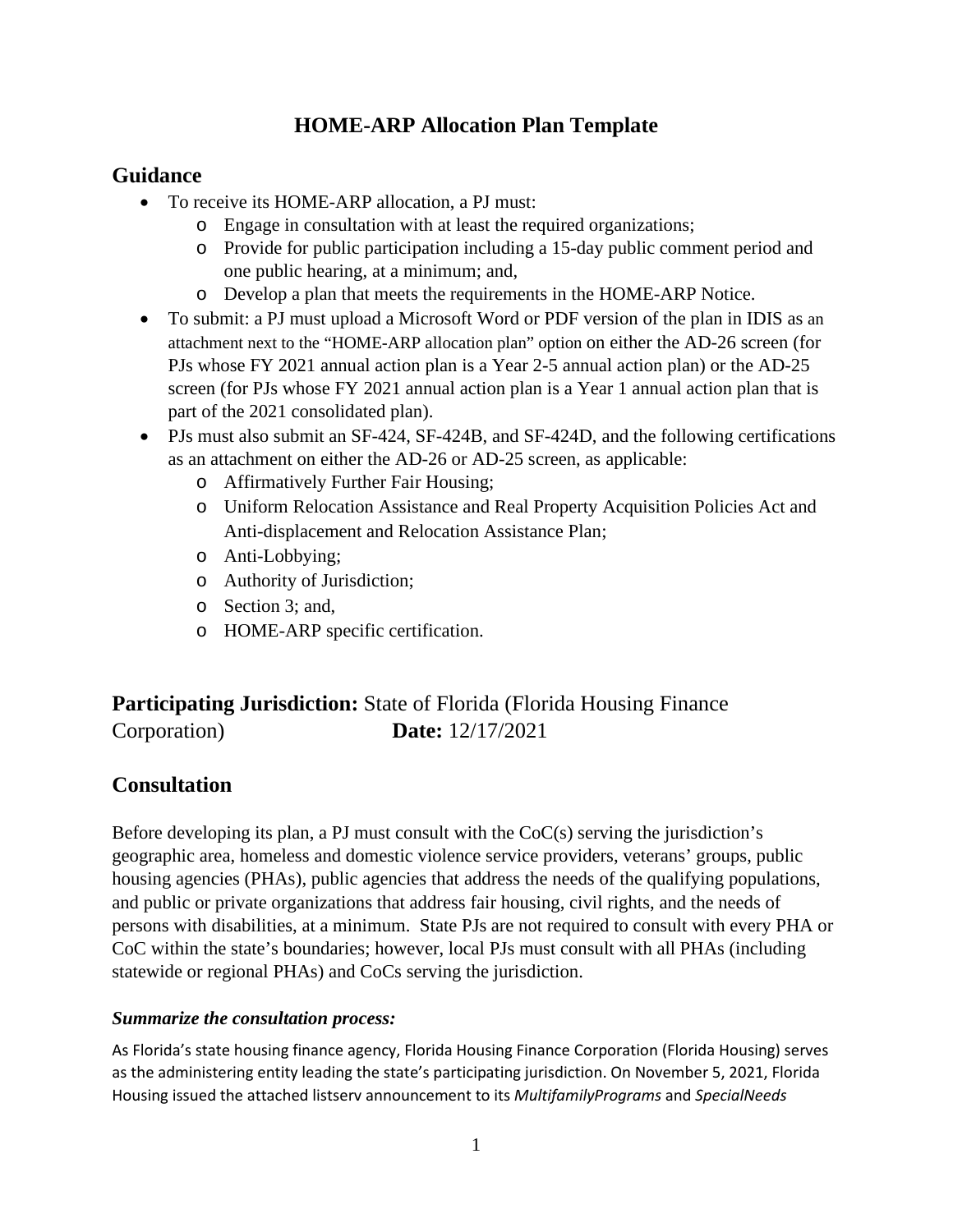# HOME-ARP Allocation Plan Template

## Guidance

- To receive its HOME-ARP allocation, a PJ must:
  - Engage in consultation with at least the required organizations;
  - Provide for public participation including a 15-day public comment period and one public hearing, at a minimum; and,
  - Develop a plan that meets the requirements in the HOME-ARP Notice.
- To submit: a PJ must upload a Microsoft Word or PDF version of the plan in IDIS as an attachment next to the "HOME-ARP allocation plan" option on either the AD-26 screen (for PJs whose FY 2021 annual action plan is a Year 2-5 annual action plan) or the AD-25 screen (for PJs whose FY 2021 annual action plan is a Year 1 annual action plan that is part of the 2021 consolidated plan).
- PJs must also submit an SF-424, SF-424B, and SF-424D, and the following certifications as an attachment on either the AD-26 or AD-25 screen, as applicable:
  - Affirmatively Further Fair Housing;
  - Uniform Relocation Assistance and Real Property Acquisition Policies Act and Anti-displacement and Relocation Assistance Plan;
  - Anti-Lobbying;
  - Authority of Jurisdiction;
  - Section 3; and,
  - HOME-ARP specific certification.

## Participating Jurisdiction: State of Florida (Florida Housing Finance Corporation) Date: 12/17/2021

## Consultation

Before developing its plan, a PJ must consult with the CoC(s) serving the jurisdiction's geographic area, homeless and domestic violence service providers, veterans' groups, public housing agencies (PHAs), public agencies that address the needs of the qualifying populations, and public or private organizations that address fair housing, civil rights, and the needs of persons with disabilities, at a minimum. State PJs are not required to consult with every PHA or CoC within the state's boundaries; however, local PJs must consult with all PHAs (including statewide or regional PHAs) and CoCs serving the jurisdiction.

***Summarize the consultation process:***

As Florida's state housing finance agency, Florida Housing Finance Corporation (Florida Housing) serves as the administering entity leading the state's participating jurisdiction. On November 5, 2021, Florida Housing issued the attached listserv announcement to its *MultifamilyPrograms* and *SpecialNeeds*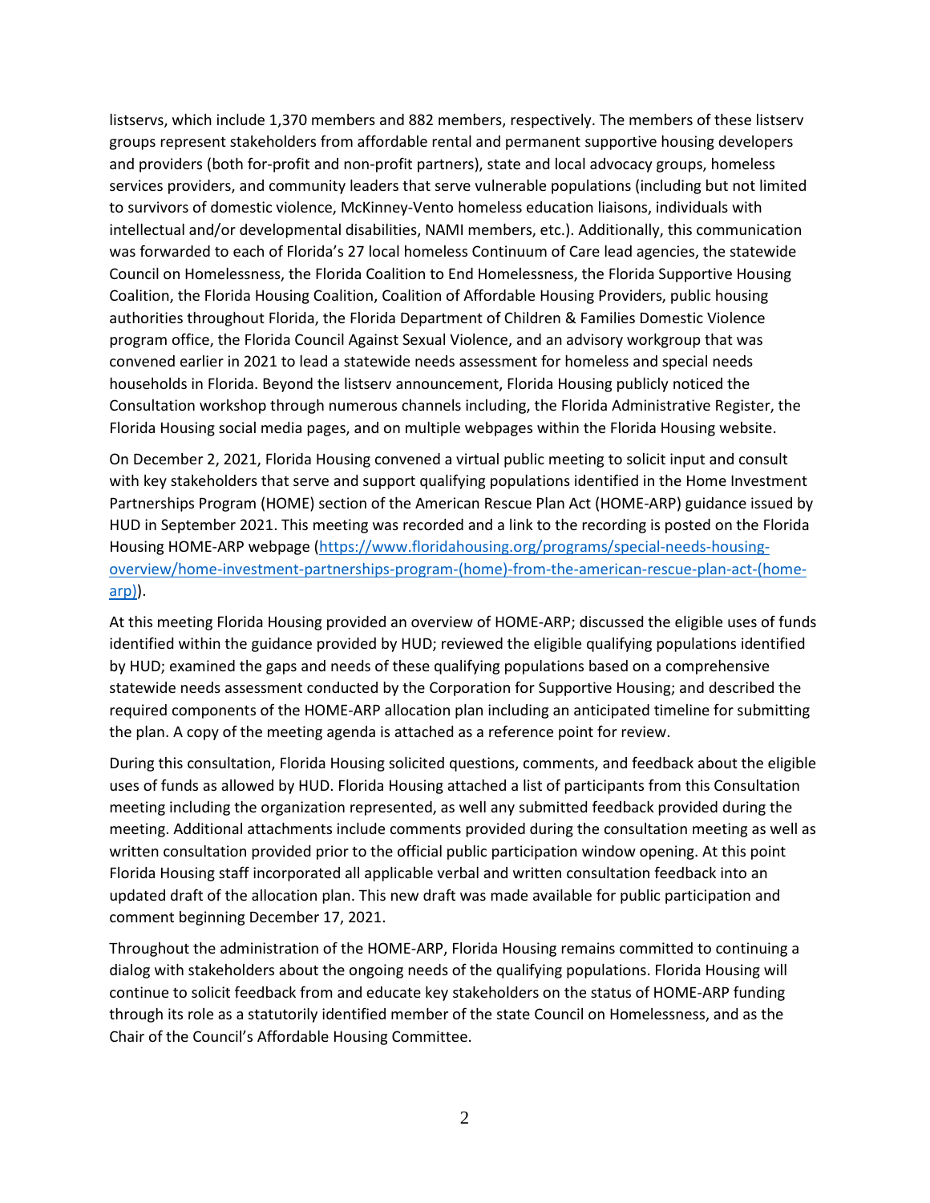listservs, which include 1,370 members and 882 members, respectively. The members of these listserv groups represent stakeholders from affordable rental and permanent supportive housing developers and providers (both for-profit and non-profit partners), state and local advocacy groups, homeless services providers, and community leaders that serve vulnerable populations (including but not limited to survivors of domestic violence, McKinney-Vento homeless education liaisons, individuals with intellectual and/or developmental disabilities, NAMI members, etc.). Additionally, this communication was forwarded to each of Florida's 27 local homeless Continuum of Care lead agencies, the statewide Council on Homelessness, the Florida Coalition to End Homelessness, the Florida Supportive Housing Coalition, the Florida Housing Coalition, Coalition of Affordable Housing Providers, public housing authorities throughout Florida, the Florida Department of Children & Families Domestic Violence program office, the Florida Council Against Sexual Violence, and an advisory workgroup that was convened earlier in 2021 to lead a statewide needs assessment for homeless and special needs households in Florida. Beyond the listserv announcement, Florida Housing publicly noticed the Consultation workshop through numerous channels including, the Florida Administrative Register, the Florida Housing social media pages, and on multiple webpages within the Florida Housing website.

On December 2, 2021, Florida Housing convened a virtual public meeting to solicit input and consult with key stakeholders that serve and support qualifying populations identified in the Home Investment Partnerships Program (HOME) section of the American Rescue Plan Act (HOME-ARP) guidance issued by HUD in September 2021. This meeting was recorded and a link to the recording is posted on the Florida Housing HOME-ARP webpage ([https://www.floridahousing.org/programs/special-needs-housing-overview/home-investment-partnerships-program-(home)-from-the-american-rescue-plan-act-(home-arp)](https://www.floridahousing.org/programs/special-needs-housing-overview/home-investment-partnerships-program-(home)-from-the-american-rescue-plan-act-(home-arp))).

At this meeting Florida Housing provided an overview of HOME-ARP; discussed the eligible uses of funds identified within the guidance provided by HUD; reviewed the eligible qualifying populations identified by HUD; examined the gaps and needs of these qualifying populations based on a comprehensive statewide needs assessment conducted by the Corporation for Supportive Housing; and described the required components of the HOME-ARP allocation plan including an anticipated timeline for submitting the plan. A copy of the meeting agenda is attached as a reference point for review.

During this consultation, Florida Housing solicited questions, comments, and feedback about the eligible uses of funds as allowed by HUD. Florida Housing attached a list of participants from this Consultation meeting including the organization represented, as well any submitted feedback provided during the meeting. Additional attachments include comments provided during the consultation meeting as well as written consultation provided prior to the official public participation window opening. At this point Florida Housing staff incorporated all applicable verbal and written consultation feedback into an updated draft of the allocation plan. This new draft was made available for public participation and comment beginning December 17, 2021.

Throughout the administration of the HOME-ARP, Florida Housing remains committed to continuing a dialog with stakeholders about the ongoing needs of the qualifying populations. Florida Housing will continue to solicit feedback from and educate key stakeholders on the status of HOME-ARP funding through its role as a statutorily identified member of the state Council on Homelessness, and as the Chair of the Council's Affordable Housing Committee.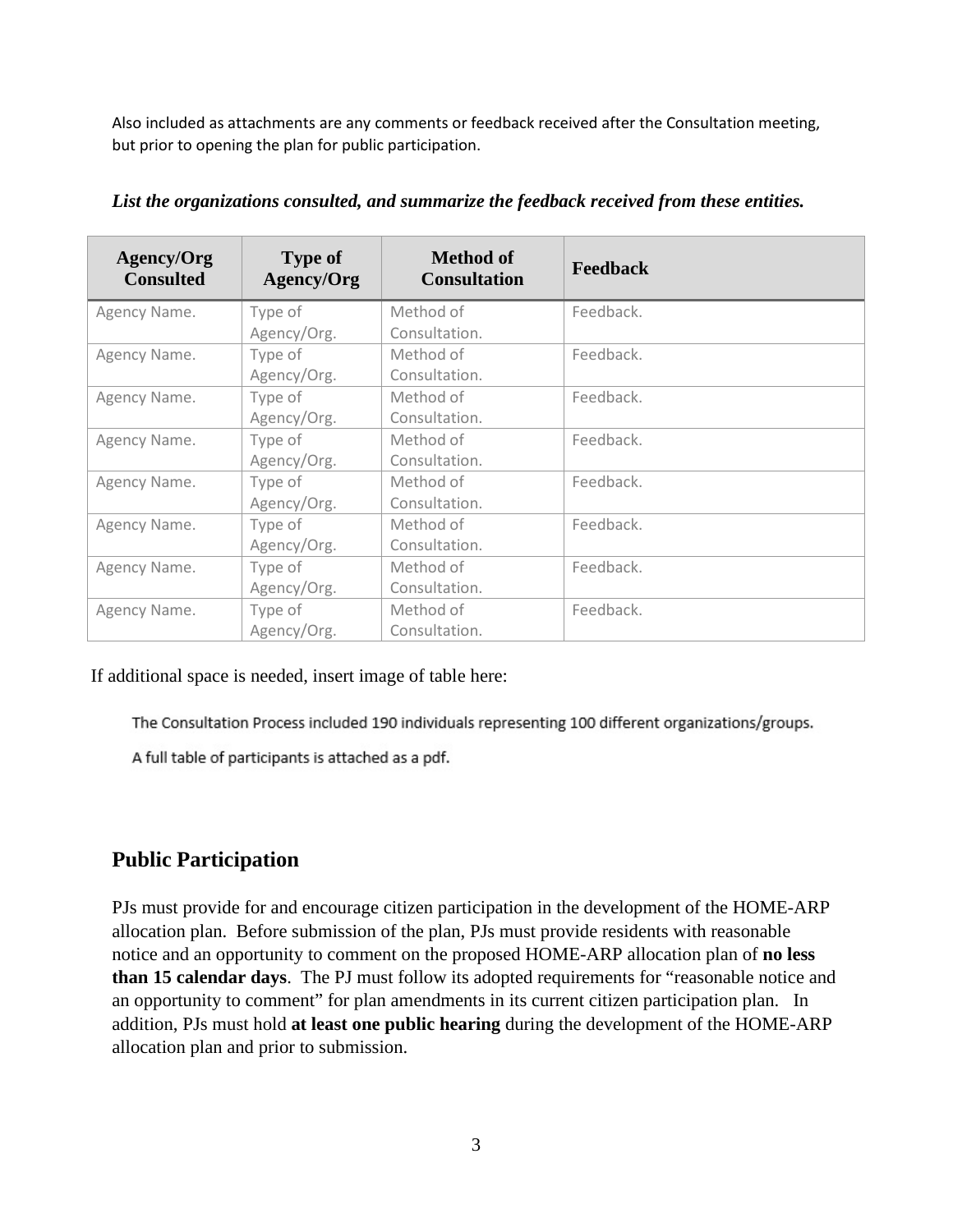Also included as attachments are any comments or feedback received after the Consultation meeting, but prior to opening the plan for public participation.

***List the organizations consulted, and summarize the feedback received from these entities.***

| Agency/Org Consulted | Type of Agency/Org | Method of Consultation | Feedback |
|---|---|---|---|
| Agency Name. | Type of Agency/Org. | Method of Consultation. | Feedback. |
| Agency Name. | Type of Agency/Org. | Method of Consultation. | Feedback. |
| Agency Name. | Type of Agency/Org. | Method of Consultation. | Feedback. |
| Agency Name. | Type of Agency/Org. | Method of Consultation. | Feedback. |
| Agency Name. | Type of Agency/Org. | Method of Consultation. | Feedback. |
| Agency Name. | Type of Agency/Org. | Method of Consultation. | Feedback. |
| Agency Name. | Type of Agency/Org. | Method of Consultation. | Feedback. |
| Agency Name. | Type of Agency/Org. | Method of Consultation. | Feedback. |

If additional space is needed, insert image of table here:

The Consultation Process included 190 individuals representing 100 different organizations/groups.

A full table of participants is attached as a pdf.

## Public Participation

PJs must provide for and encourage citizen participation in the development of the HOME-ARP allocation plan. Before submission of the plan, PJs must provide residents with reasonable notice and an opportunity to comment on the proposed HOME-ARP allocation plan of **no less than 15 calendar days**. The PJ must follow its adopted requirements for "reasonable notice and an opportunity to comment" for plan amendments in its current citizen participation plan. In addition, PJs must hold **at least one public hearing** during the development of the HOME-ARP allocation plan and prior to submission.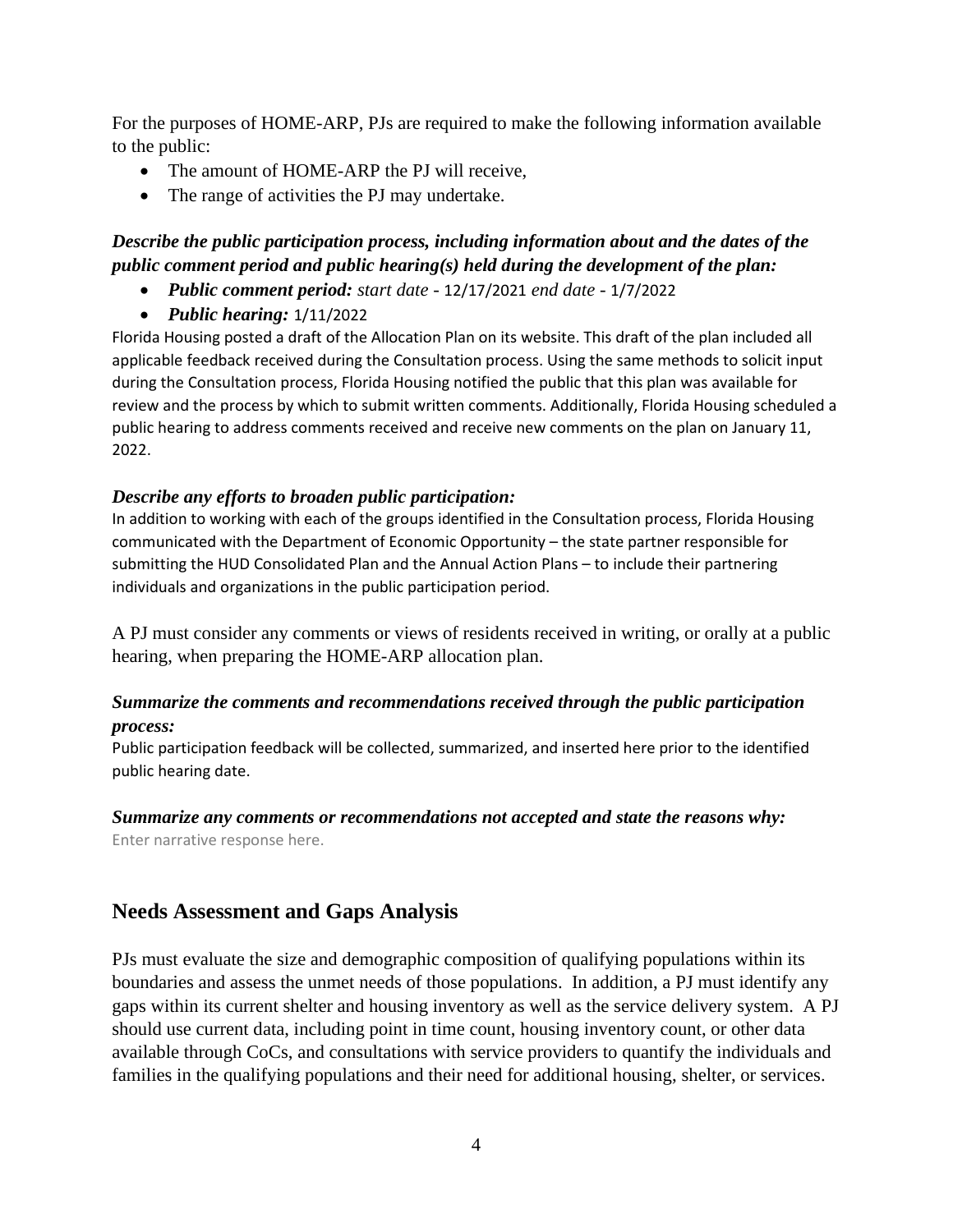For the purposes of HOME-ARP, PJs are required to make the following information available to the public:

- The amount of HOME-ARP the PJ will receive,
- The range of activities the PJ may undertake.

***Describe the public participation process, including information about and the dates of the public comment period and public hearing(s) held during the development of the plan:***

- ***Public comment period:*** *start date* - 12/17/2021 *end date* - 1/7/2022
- ***Public hearing:*** 1/11/2022

Florida Housing posted a draft of the Allocation Plan on its website. This draft of the plan included all applicable feedback received during the Consultation process. Using the same methods to solicit input during the Consultation process, Florida Housing notified the public that this plan was available for review and the process by which to submit written comments. Additionally, Florida Housing scheduled a public hearing to address comments received and receive new comments on the plan on January 11, 2022.

***Describe any efforts to broaden public participation:***

In addition to working with each of the groups identified in the Consultation process, Florida Housing communicated with the Department of Economic Opportunity – the state partner responsible for submitting the HUD Consolidated Plan and the Annual Action Plans – to include their partnering individuals and organizations in the public participation period.

A PJ must consider any comments or views of residents received in writing, or orally at a public hearing, when preparing the HOME-ARP allocation plan.

***Summarize the comments and recommendations received through the public participation process:***

Public participation feedback will be collected, summarized, and inserted here prior to the identified public hearing date.

***Summarize any comments or recommendations not accepted and state the reasons why:***

Enter narrative response here.

## Needs Assessment and Gaps Analysis

PJs must evaluate the size and demographic composition of qualifying populations within its boundaries and assess the unmet needs of those populations. In addition, a PJ must identify any gaps within its current shelter and housing inventory as well as the service delivery system. A PJ should use current data, including point in time count, housing inventory count, or other data available through CoCs, and consultations with service providers to quantify the individuals and families in the qualifying populations and their need for additional housing, shelter, or services.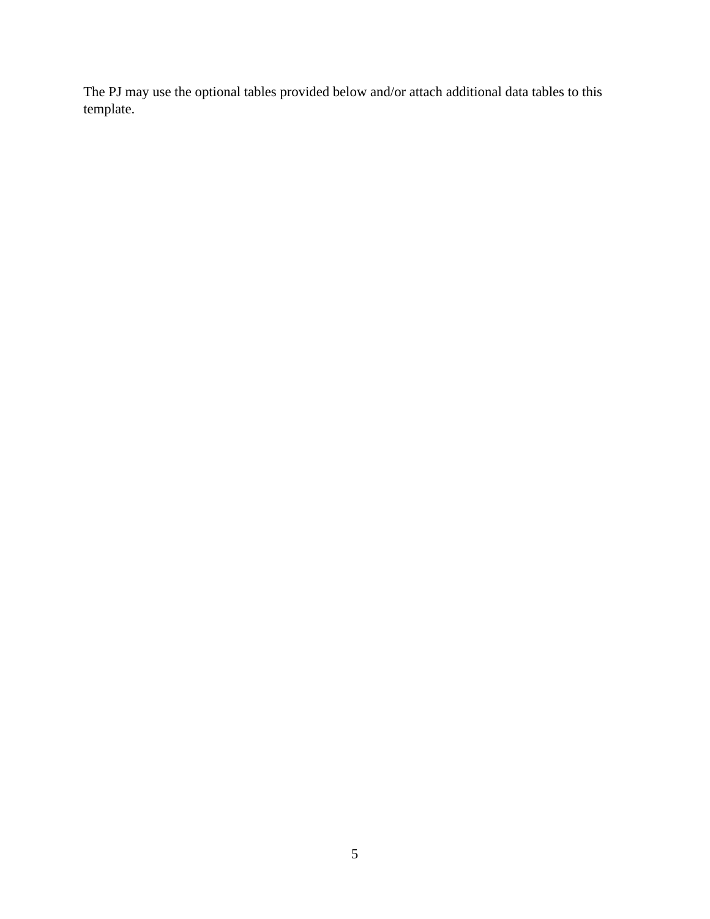The PJ may use the optional tables provided below and/or attach additional data tables to this template.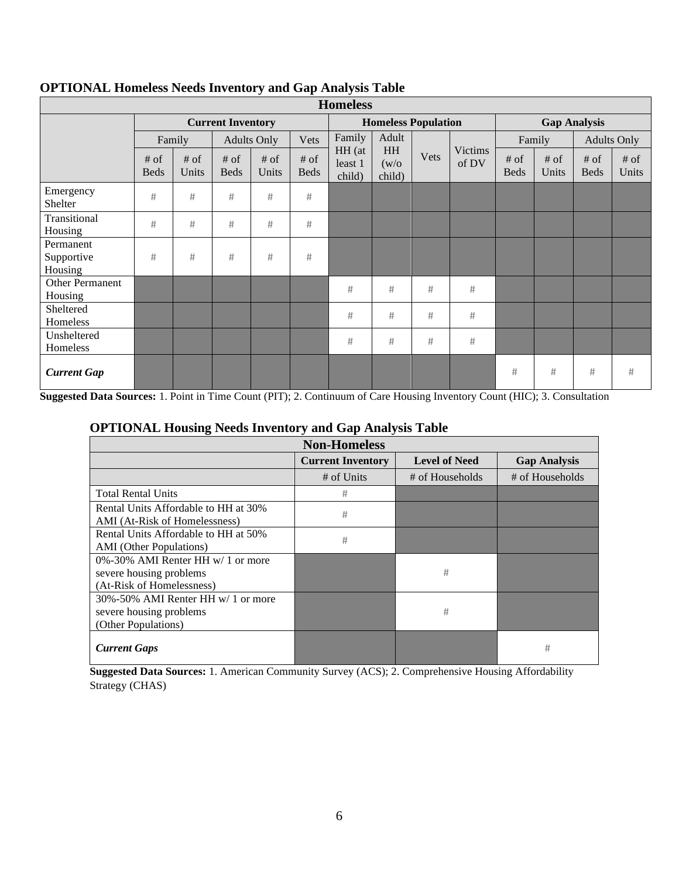**OPTIONAL Homeless Needs Inventory and Gap Analysis Table**

| Homeless | | | | | | | | | | | | | |
|---|---|---|---|---|---|---|---|---|---|---|---|---|---|
| | Current Inventory | | | | | Homeless Population | | | | Gap Analysis | | | |
| | Family | | Adults Only | | Vets | Family HH (at least 1 child) | Adult HH (w/o child) | Vets | Victims of DV | Family | | Adults Only | |
| | # of Beds | # of Units | # of Beds | # of Units | # of Beds | | | | | # of Beds | # of Units | # of Beds | # of Units |
| Emergency Shelter | # | # | # | # | # | | | | | | | | |
| Transitional Housing | # | # | # | # | # | | | | | | | | |
| Permanent Supportive Housing | # | # | # | # | # | | | | | | | | |
| Other Permanent Housing | | | | | | # | # | # | # | | | | |
| Sheltered Homeless | | | | | | # | # | # | # | | | | |
| Unsheltered Homeless | | | | | | # | # | # | # | | | | |
| ***Current Gap*** | | | | | | | | | | # | # | # | # |

**Suggested Data Sources:** 1. Point in Time Count (PIT); 2. Continuum of Care Housing Inventory Count (HIC); 3. Consultation

**OPTIONAL Housing Needs Inventory and Gap Analysis Table**

| Non-Homeless | | | |
|---|---|---|---|
| | Current Inventory | Level of Need | Gap Analysis |
| | # of Units | # of Households | # of Households |
| Total Rental Units | # | | |
| Rental Units Affordable to HH at 30% AMI (At-Risk of Homelessness) | # | | |
| Rental Units Affordable to HH at 50% AMI (Other Populations) | # | | |
| 0%-30% AMI Renter HH w/ 1 or more severe housing problems (At-Risk of Homelessness) | | # | |
| 30%-50% AMI Renter HH w/ 1 or more severe housing problems (Other Populations) | | # | |
| ***Current Gaps*** | | | # |

**Suggested Data Sources:** 1. American Community Survey (ACS); 2. Comprehensive Housing Affordability Strategy (CHAS)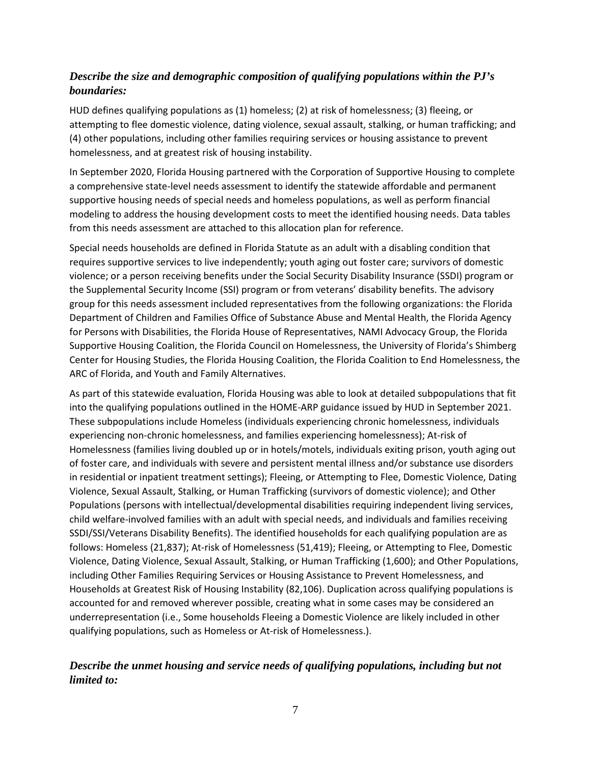### *Describe the size and demographic composition of qualifying populations within the PJ's boundaries:*

HUD defines qualifying populations as (1) homeless; (2) at risk of homelessness; (3) fleeing, or attempting to flee domestic violence, dating violence, sexual assault, stalking, or human trafficking; and (4) other populations, including other families requiring services or housing assistance to prevent homelessness, and at greatest risk of housing instability.

In September 2020, Florida Housing partnered with the Corporation of Supportive Housing to complete a comprehensive state-level needs assessment to identify the statewide affordable and permanent supportive housing needs of special needs and homeless populations, as well as perform financial modeling to address the housing development costs to meet the identified housing needs. Data tables from this needs assessment are attached to this allocation plan for reference.

Special needs households are defined in Florida Statute as an adult with a disabling condition that requires supportive services to live independently; youth aging out foster care; survivors of domestic violence; or a person receiving benefits under the Social Security Disability Insurance (SSDI) program or the Supplemental Security Income (SSI) program or from veterans' disability benefits. The advisory group for this needs assessment included representatives from the following organizations: the Florida Department of Children and Families Office of Substance Abuse and Mental Health, the Florida Agency for Persons with Disabilities, the Florida House of Representatives, NAMI Advocacy Group, the Florida Supportive Housing Coalition, the Florida Council on Homelessness, the University of Florida's Shimberg Center for Housing Studies, the Florida Housing Coalition, the Florida Coalition to End Homelessness, the ARC of Florida, and Youth and Family Alternatives.

As part of this statewide evaluation, Florida Housing was able to look at detailed subpopulations that fit into the qualifying populations outlined in the HOME-ARP guidance issued by HUD in September 2021. These subpopulations include Homeless (individuals experiencing chronic homelessness, individuals experiencing non-chronic homelessness, and families experiencing homelessness); At-risk of Homelessness (families living doubled up or in hotels/motels, individuals exiting prison, youth aging out of foster care, and individuals with severe and persistent mental illness and/or substance use disorders in residential or inpatient treatment settings); Fleeing, or Attempting to Flee, Domestic Violence, Dating Violence, Sexual Assault, Stalking, or Human Trafficking (survivors of domestic violence); and Other Populations (persons with intellectual/developmental disabilities requiring independent living services, child welfare-involved families with an adult with special needs, and individuals and families receiving SSDI/SSI/Veterans Disability Benefits). The identified households for each qualifying population are as follows: Homeless (21,837); At-risk of Homelessness (51,419); Fleeing, or Attempting to Flee, Domestic Violence, Dating Violence, Sexual Assault, Stalking, or Human Trafficking (1,600); and Other Populations, including Other Families Requiring Services or Housing Assistance to Prevent Homelessness, and Households at Greatest Risk of Housing Instability (82,106). Duplication across qualifying populations is accounted for and removed wherever possible, creating what in some cases may be considered an underrepresentation (i.e., Some households Fleeing a Domestic Violence are likely included in other qualifying populations, such as Homeless or At-risk of Homelessness.).

### *Describe the unmet housing and service needs of qualifying populations, including but not limited to:*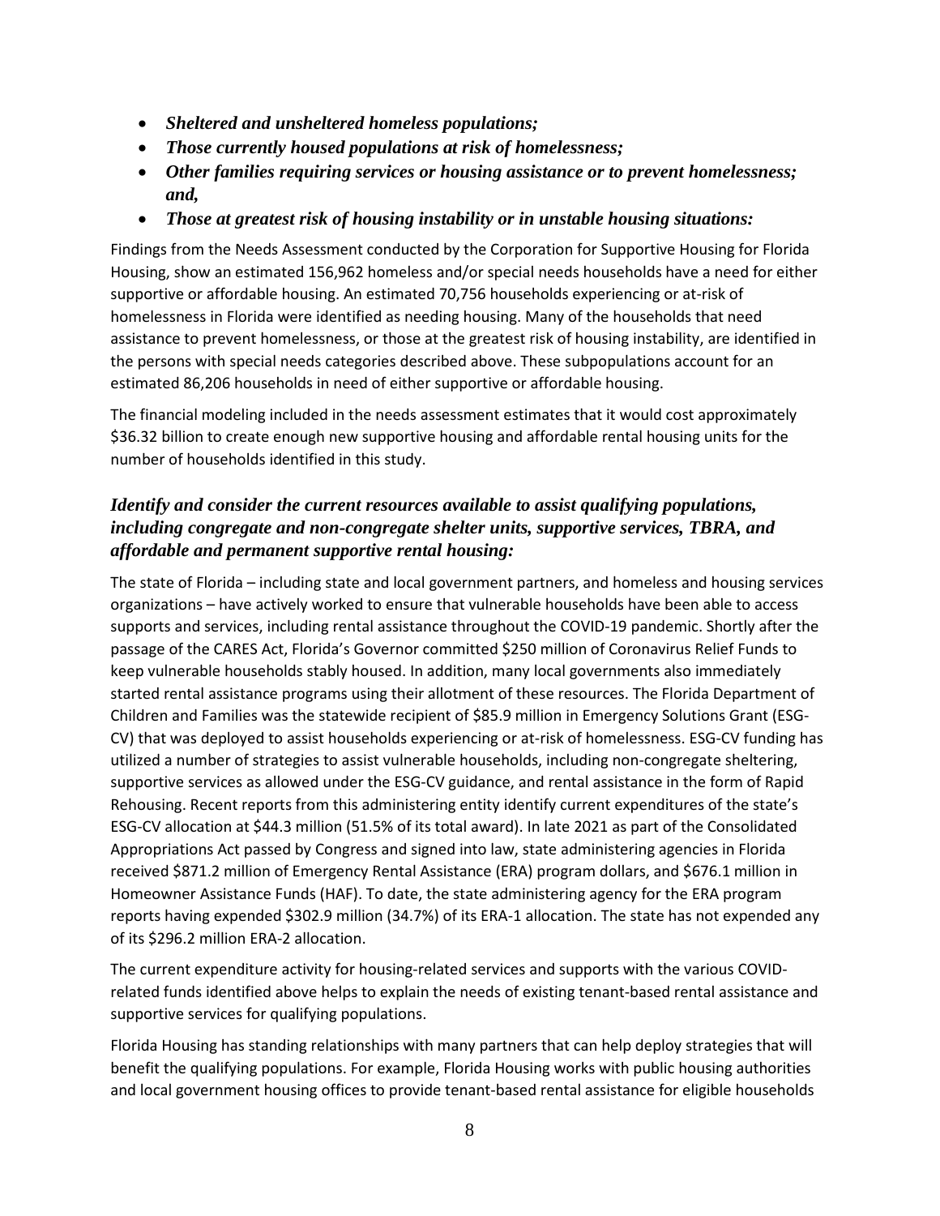- ***Sheltered and unsheltered homeless populations;***
- ***Those currently housed populations at risk of homelessness;***
- ***Other families requiring services or housing assistance or to prevent homelessness; and,***
- ***Those at greatest risk of housing instability or in unstable housing situations:***

Findings from the Needs Assessment conducted by the Corporation for Supportive Housing for Florida Housing, show an estimated 156,962 homeless and/or special needs households have a need for either supportive or affordable housing. An estimated 70,756 households experiencing or at-risk of homelessness in Florida were identified as needing housing. Many of the households that need assistance to prevent homelessness, or those at the greatest risk of housing instability, are identified in the persons with special needs categories described above. These subpopulations account for an estimated 86,206 households in need of either supportive or affordable housing.

The financial modeling included in the needs assessment estimates that it would cost approximately $36.32 billion to create enough new supportive housing and affordable rental housing units for the number of households identified in this study.

### *Identify and consider the current resources available to assist qualifying populations, including congregate and non-congregate shelter units, supportive services, TBRA, and affordable and permanent supportive rental housing:*

The state of Florida – including state and local government partners, and homeless and housing services organizations – have actively worked to ensure that vulnerable households have been able to access supports and services, including rental assistance throughout the COVID-19 pandemic. Shortly after the passage of the CARES Act, Florida's Governor committed $250 million of Coronavirus Relief Funds to keep vulnerable households stably housed. In addition, many local governments also immediately started rental assistance programs using their allotment of these resources. The Florida Department of Children and Families was the statewide recipient of $85.9 million in Emergency Solutions Grant (ESG-CV) that was deployed to assist households experiencing or at-risk of homelessness. ESG-CV funding has utilized a number of strategies to assist vulnerable households, including non-congregate sheltering, supportive services as allowed under the ESG-CV guidance, and rental assistance in the form of Rapid Rehousing. Recent reports from this administering entity identify current expenditures of the state's ESG-CV allocation at $44.3 million (51.5% of its total award). In late 2021 as part of the Consolidated Appropriations Act passed by Congress and signed into law, state administering agencies in Florida received $871.2 million of Emergency Rental Assistance (ERA) program dollars, and $676.1 million in Homeowner Assistance Funds (HAF). To date, the state administering agency for the ERA program reports having expended $302.9 million (34.7%) of its ERA-1 allocation. The state has not expended any of its $296.2 million ERA-2 allocation.

The current expenditure activity for housing-related services and supports with the various COVID-related funds identified above helps to explain the needs of existing tenant-based rental assistance and supportive services for qualifying populations.

Florida Housing has standing relationships with many partners that can help deploy strategies that will benefit the qualifying populations. For example, Florida Housing works with public housing authorities and local government housing offices to provide tenant-based rental assistance for eligible households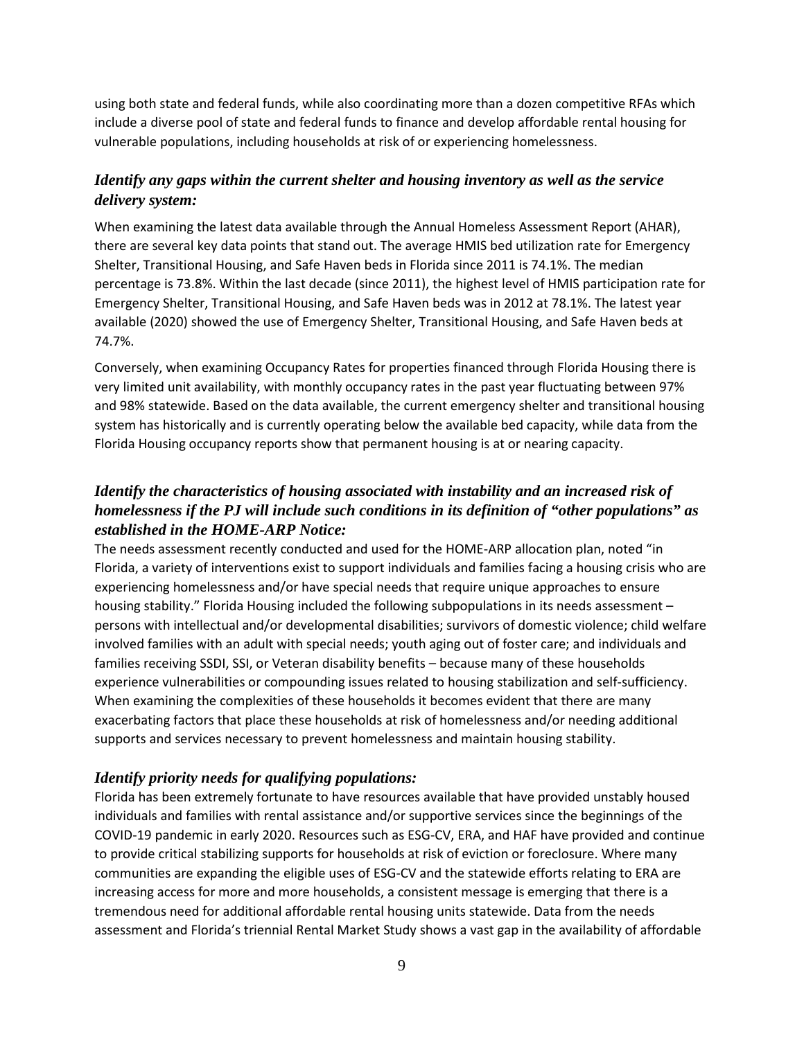using both state and federal funds, while also coordinating more than a dozen competitive RFAs which include a diverse pool of state and federal funds to finance and develop affordable rental housing for vulnerable populations, including households at risk of or experiencing homelessness.

### *Identify any gaps within the current shelter and housing inventory as well as the service delivery system:*

When examining the latest data available through the Annual Homeless Assessment Report (AHAR), there are several key data points that stand out. The average HMIS bed utilization rate for Emergency Shelter, Transitional Housing, and Safe Haven beds in Florida since 2011 is 74.1%. The median percentage is 73.8%. Within the last decade (since 2011), the highest level of HMIS participation rate for Emergency Shelter, Transitional Housing, and Safe Haven beds was in 2012 at 78.1%. The latest year available (2020) showed the use of Emergency Shelter, Transitional Housing, and Safe Haven beds at 74.7%.

Conversely, when examining Occupancy Rates for properties financed through Florida Housing there is very limited unit availability, with monthly occupancy rates in the past year fluctuating between 97% and 98% statewide. Based on the data available, the current emergency shelter and transitional housing system has historically and is currently operating below the available bed capacity, while data from the Florida Housing occupancy reports show that permanent housing is at or nearing capacity.

### *Identify the characteristics of housing associated with instability and an increased risk of homelessness if the PJ will include such conditions in its definition of "other populations" as established in the HOME-ARP Notice:*

The needs assessment recently conducted and used for the HOME-ARP allocation plan, noted "in Florida, a variety of interventions exist to support individuals and families facing a housing crisis who are experiencing homelessness and/or have special needs that require unique approaches to ensure housing stability." Florida Housing included the following subpopulations in its needs assessment – persons with intellectual and/or developmental disabilities; survivors of domestic violence; child welfare involved families with an adult with special needs; youth aging out of foster care; and individuals and families receiving SSDI, SSI, or Veteran disability benefits – because many of these households experience vulnerabilities or compounding issues related to housing stabilization and self-sufficiency. When examining the complexities of these households it becomes evident that there are many exacerbating factors that place these households at risk of homelessness and/or needing additional supports and services necessary to prevent homelessness and maintain housing stability.

### *Identify priority needs for qualifying populations:*

Florida has been extremely fortunate to have resources available that have provided unstably housed individuals and families with rental assistance and/or supportive services since the beginnings of the COVID-19 pandemic in early 2020. Resources such as ESG-CV, ERA, and HAF have provided and continue to provide critical stabilizing supports for households at risk of eviction or foreclosure. Where many communities are expanding the eligible uses of ESG-CV and the statewide efforts relating to ERA are increasing access for more and more households, a consistent message is emerging that there is a tremendous need for additional affordable rental housing units statewide. Data from the needs assessment and Florida's triennial Rental Market Study shows a vast gap in the availability of affordable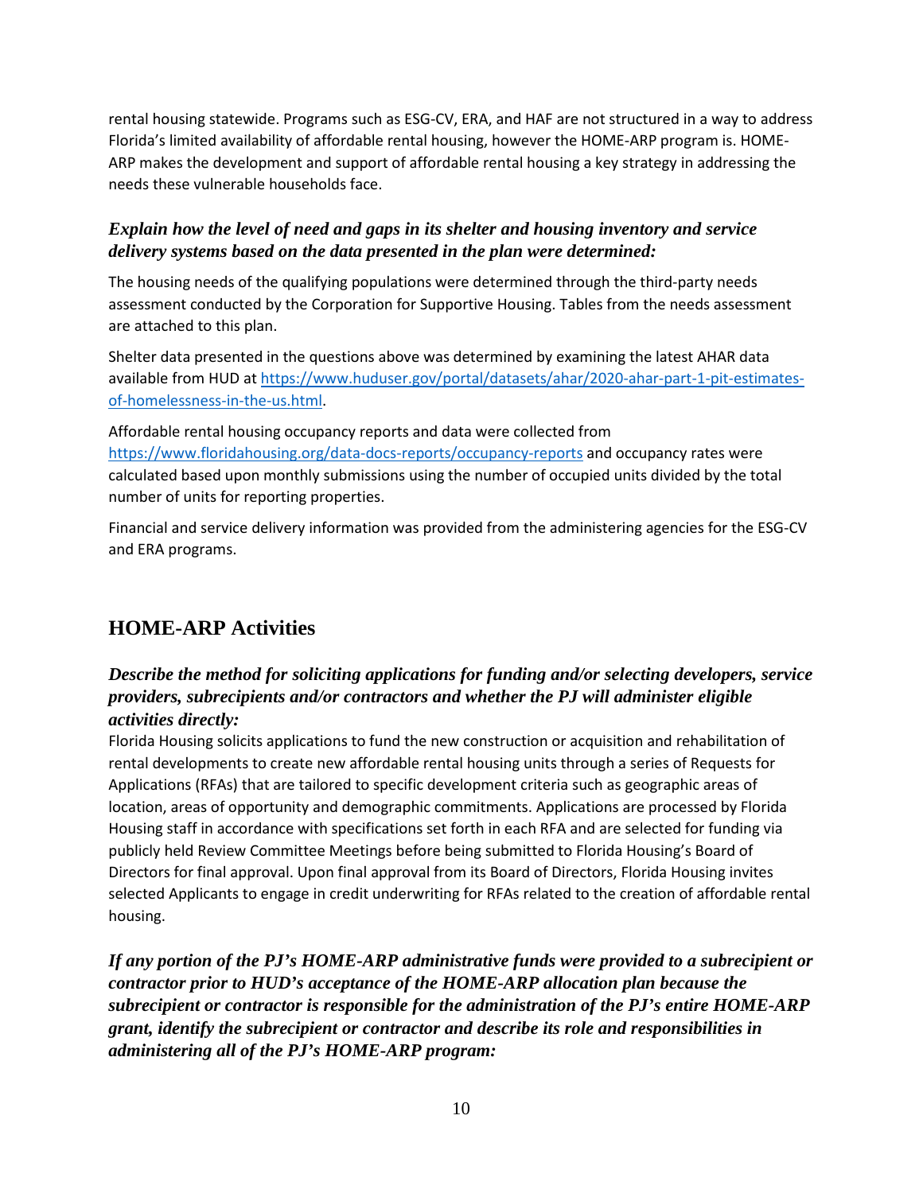rental housing statewide. Programs such as ESG-CV, ERA, and HAF are not structured in a way to address Florida's limited availability of affordable rental housing, however the HOME-ARP program is. HOME-ARP makes the development and support of affordable rental housing a key strategy in addressing the needs these vulnerable households face.

### *Explain how the level of need and gaps in its shelter and housing inventory and service delivery systems based on the data presented in the plan were determined:*

The housing needs of the qualifying populations were determined through the third-party needs assessment conducted by the Corporation for Supportive Housing. Tables from the needs assessment are attached to this plan.

Shelter data presented in the questions above was determined by examining the latest AHAR data available from HUD at https://www.huduser.gov/portal/datasets/ahar/2020-ahar-part-1-pit-estimates-of-homelessness-in-the-us.html.

Affordable rental housing occupancy reports and data were collected from https://www.floridahousing.org/data-docs-reports/occupancy-reports and occupancy rates were calculated based upon monthly submissions using the number of occupied units divided by the total number of units for reporting properties.

Financial and service delivery information was provided from the administering agencies for the ESG-CV and ERA programs.

## HOME-ARP Activities

### *Describe the method for soliciting applications for funding and/or selecting developers, service providers, subrecipients and/or contractors and whether the PJ will administer eligible activities directly:*

Florida Housing solicits applications to fund the new construction or acquisition and rehabilitation of rental developments to create new affordable rental housing units through a series of Requests for Applications (RFAs) that are tailored to specific development criteria such as geographic areas of location, areas of opportunity and demographic commitments. Applications are processed by Florida Housing staff in accordance with specifications set forth in each RFA and are selected for funding via publicly held Review Committee Meetings before being submitted to Florida Housing's Board of Directors for final approval. Upon final approval from its Board of Directors, Florida Housing invites selected Applicants to engage in credit underwriting for RFAs related to the creation of affordable rental housing.

### *If any portion of the PJ's HOME-ARP administrative funds were provided to a subrecipient or contractor prior to HUD's acceptance of the HOME-ARP allocation plan because the subrecipient or contractor is responsible for the administration of the PJ's entire HOME-ARP grant, identify the subrecipient or contractor and describe its role and responsibilities in administering all of the PJ's HOME-ARP program:*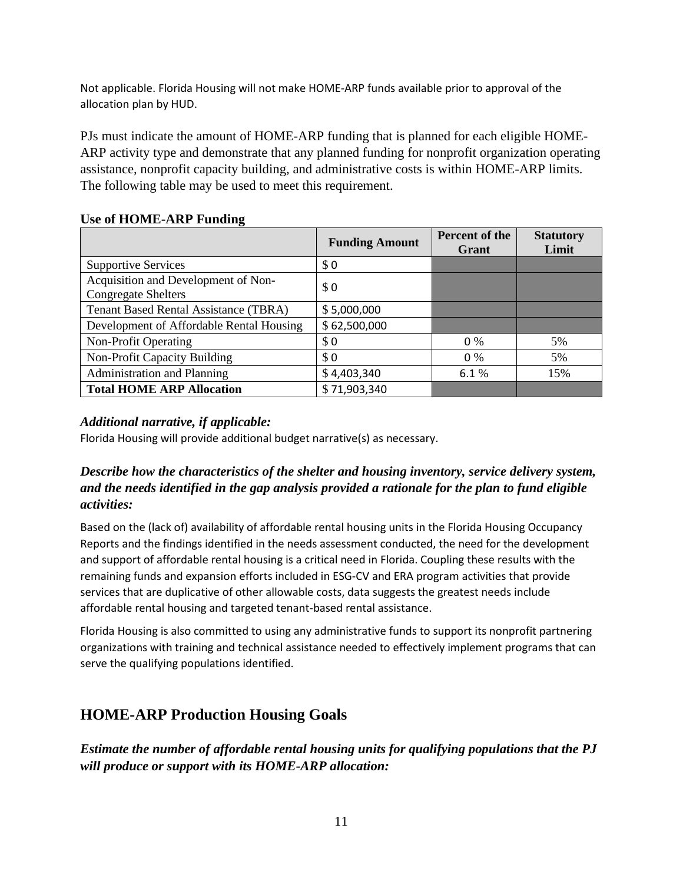Not applicable. Florida Housing will not make HOME-ARP funds available prior to approval of the allocation plan by HUD.

PJs must indicate the amount of HOME-ARP funding that is planned for each eligible HOME-ARP activity type and demonstrate that any planned funding for nonprofit organization operating assistance, nonprofit capacity building, and administrative costs is within HOME-ARP limits. The following table may be used to meet this requirement.

**Use of HOME-ARP Funding**

| | Funding Amount | Percent of the Grant | Statutory Limit |
|---|---|---|---|
| Supportive Services | $ 0 | | |
| Acquisition and Development of Non-Congregate Shelters | $ 0 | | |
| Tenant Based Rental Assistance (TBRA) | $ 5,000,000 | | |
| Development of Affordable Rental Housing | $ 62,500,000 | | |
| Non-Profit Operating | $ 0 | 0 % | 5% |
| Non-Profit Capacity Building | $ 0 | 0 % | 5% |
| Administration and Planning | $ 4,403,340 | 6.1 % | 15% |
| **Total HOME ARP Allocation** | $ 71,903,340 | | |

### *Additional narrative, if applicable:*

Florida Housing will provide additional budget narrative(s) as necessary.

### *Describe how the characteristics of the shelter and housing inventory, service delivery system, and the needs identified in the gap analysis provided a rationale for the plan to fund eligible activities:*

Based on the (lack of) availability of affordable rental housing units in the Florida Housing Occupancy Reports and the findings identified in the needs assessment conducted, the need for the development and support of affordable rental housing is a critical need in Florida. Coupling these results with the remaining funds and expansion efforts included in ESG-CV and ERA program activities that provide services that are duplicative of other allowable costs, data suggests the greatest needs include affordable rental housing and targeted tenant-based rental assistance.

Florida Housing is also committed to using any administrative funds to support its nonprofit partnering organizations with training and technical assistance needed to effectively implement programs that can serve the qualifying populations identified.

## HOME-ARP Production Housing Goals

### *Estimate the number of affordable rental housing units for qualifying populations that the PJ will produce or support with its HOME-ARP allocation:*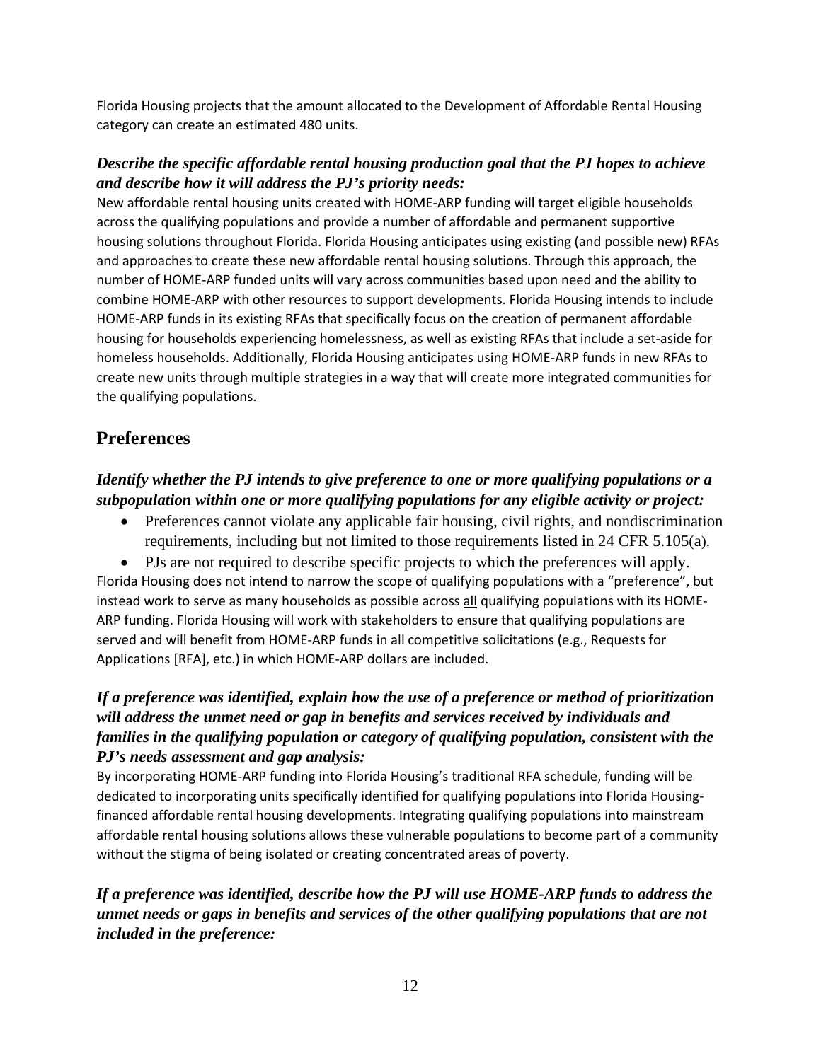Florida Housing projects that the amount allocated to the Development of Affordable Rental Housing category can create an estimated 480 units.

***Describe the specific affordable rental housing production goal that the PJ hopes to achieve and describe how it will address the PJ's priority needs:***

New affordable rental housing units created with HOME-ARP funding will target eligible households across the qualifying populations and provide a number of affordable and permanent supportive housing solutions throughout Florida. Florida Housing anticipates using existing (and possible new) RFAs and approaches to create these new affordable rental housing solutions. Through this approach, the number of HOME-ARP funded units will vary across communities based upon need and the ability to combine HOME-ARP with other resources to support developments. Florida Housing intends to include HOME-ARP funds in its existing RFAs that specifically focus on the creation of permanent affordable housing for households experiencing homelessness, as well as existing RFAs that include a set-aside for homeless households. Additionally, Florida Housing anticipates using HOME-ARP funds in new RFAs to create new units through multiple strategies in a way that will create more integrated communities for the qualifying populations.

## Preferences

***Identify whether the PJ intends to give preference to one or more qualifying populations or a subpopulation within one or more qualifying populations for any eligible activity or project:***

- Preferences cannot violate any applicable fair housing, civil rights, and nondiscrimination requirements, including but not limited to those requirements listed in 24 CFR 5.105(a).
- PJs are not required to describe specific projects to which the preferences will apply.

Florida Housing does not intend to narrow the scope of qualifying populations with a "preference", but instead work to serve as many households as possible across <u>all</u> qualifying populations with its HOME-ARP funding. Florida Housing will work with stakeholders to ensure that qualifying populations are served and will benefit from HOME-ARP funds in all competitive solicitations (e.g., Requests for Applications [RFA], etc.) in which HOME-ARP dollars are included.

***If a preference was identified, explain how the use of a preference or method of prioritization will address the unmet need or gap in benefits and services received by individuals and families in the qualifying population or category of qualifying population, consistent with the PJ's needs assessment and gap analysis:***

By incorporating HOME-ARP funding into Florida Housing's traditional RFA schedule, funding will be dedicated to incorporating units specifically identified for qualifying populations into Florida Housing-financed affordable rental housing developments. Integrating qualifying populations into mainstream affordable rental housing solutions allows these vulnerable populations to become part of a community without the stigma of being isolated or creating concentrated areas of poverty.

***If a preference was identified, describe how the PJ will use HOME-ARP funds to address the unmet needs or gaps in benefits and services of the other qualifying populations that are not included in the preference:***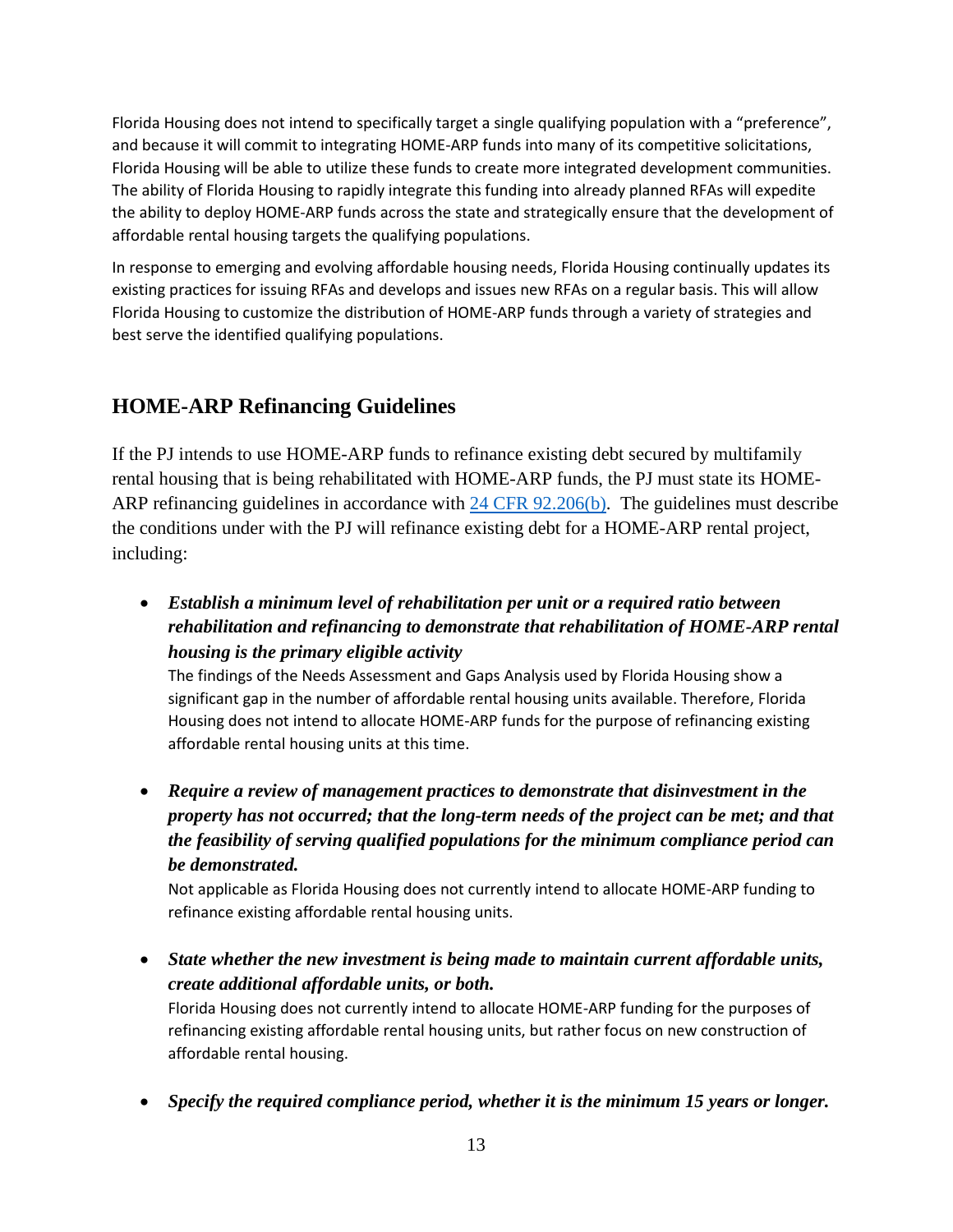Florida Housing does not intend to specifically target a single qualifying population with a "preference", and because it will commit to integrating HOME-ARP funds into many of its competitive solicitations, Florida Housing will be able to utilize these funds to create more integrated development communities. The ability of Florida Housing to rapidly integrate this funding into already planned RFAs will expedite the ability to deploy HOME-ARP funds across the state and strategically ensure that the development of affordable rental housing targets the qualifying populations.

In response to emerging and evolving affordable housing needs, Florida Housing continually updates its existing practices for issuing RFAs and develops and issues new RFAs on a regular basis. This will allow Florida Housing to customize the distribution of HOME-ARP funds through a variety of strategies and best serve the identified qualifying populations.

## HOME-ARP Refinancing Guidelines

If the PJ intends to use HOME-ARP funds to refinance existing debt secured by multifamily rental housing that is being rehabilitated with HOME-ARP funds, the PJ must state its HOME-ARP refinancing guidelines in accordance with [24 CFR 92.206(b)](). The guidelines must describe the conditions under with the PJ will refinance existing debt for a HOME-ARP rental project, including:

- ***Establish a minimum level of rehabilitation per unit or a required ratio between rehabilitation and refinancing to demonstrate that rehabilitation of HOME-ARP rental housing is the primary eligible activity***
  The findings of the Needs Assessment and Gaps Analysis used by Florida Housing show a significant gap in the number of affordable rental housing units available. Therefore, Florida Housing does not intend to allocate HOME-ARP funds for the purpose of refinancing existing affordable rental housing units at this time.

- ***Require a review of management practices to demonstrate that disinvestment in the property has not occurred; that the long-term needs of the project can be met; and that the feasibility of serving qualified populations for the minimum compliance period can be demonstrated.***
  Not applicable as Florida Housing does not currently intend to allocate HOME-ARP funding to refinance existing affordable rental housing units.

- ***State whether the new investment is being made to maintain current affordable units, create additional affordable units, or both.***
  Florida Housing does not currently intend to allocate HOME-ARP funding for the purposes of refinancing existing affordable rental housing units, but rather focus on new construction of affordable rental housing.

- ***Specify the required compliance period, whether it is the minimum 15 years or longer.***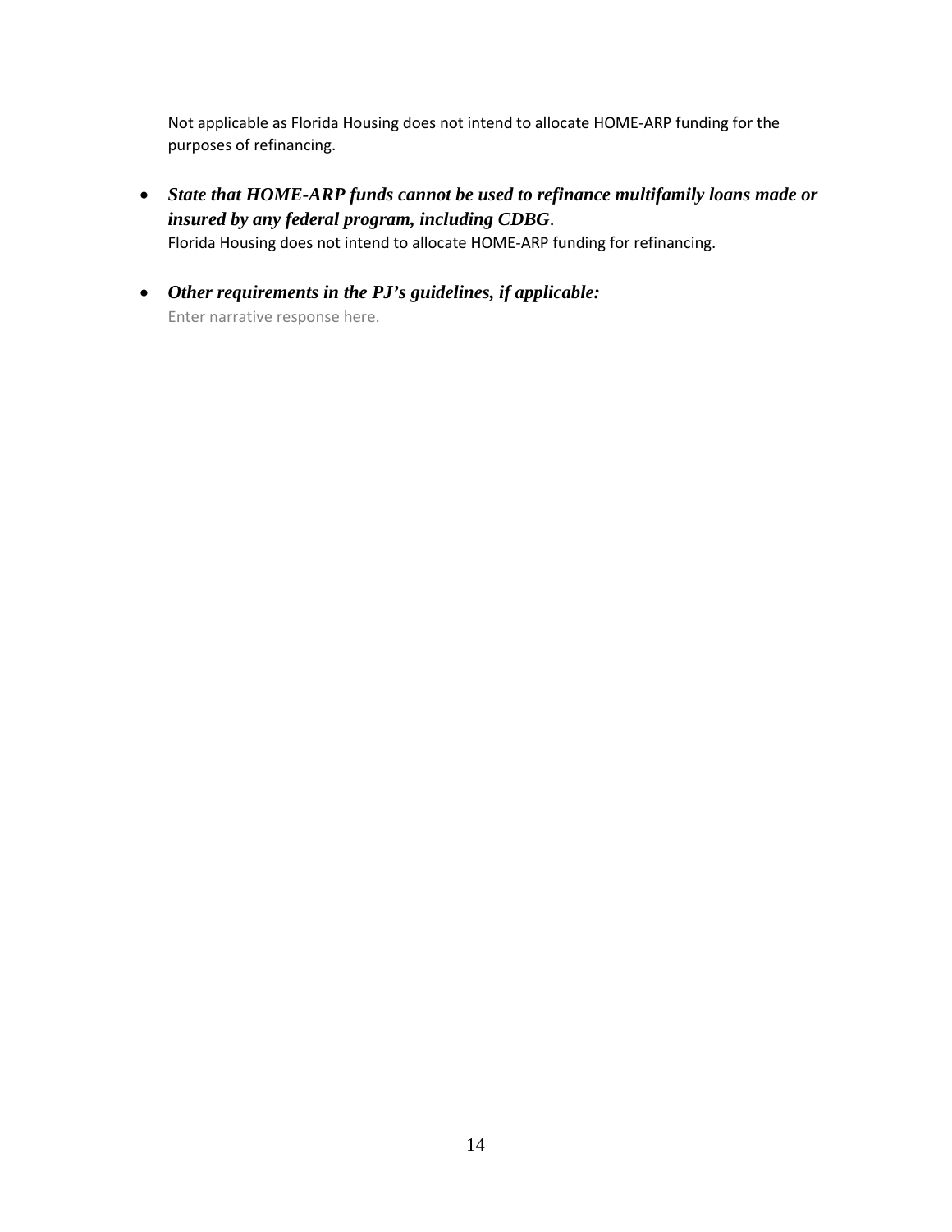Not applicable as Florida Housing does not intend to allocate HOME-ARP funding for the purposes of refinancing.

- ***State that HOME-ARP funds cannot be used to refinance multifamily loans made or insured by any federal program, including CDBG*.**
  Florida Housing does not intend to allocate HOME-ARP funding for refinancing.

- ***Other requirements in the PJ's guidelines, if applicable:***
  Enter narrative response here.